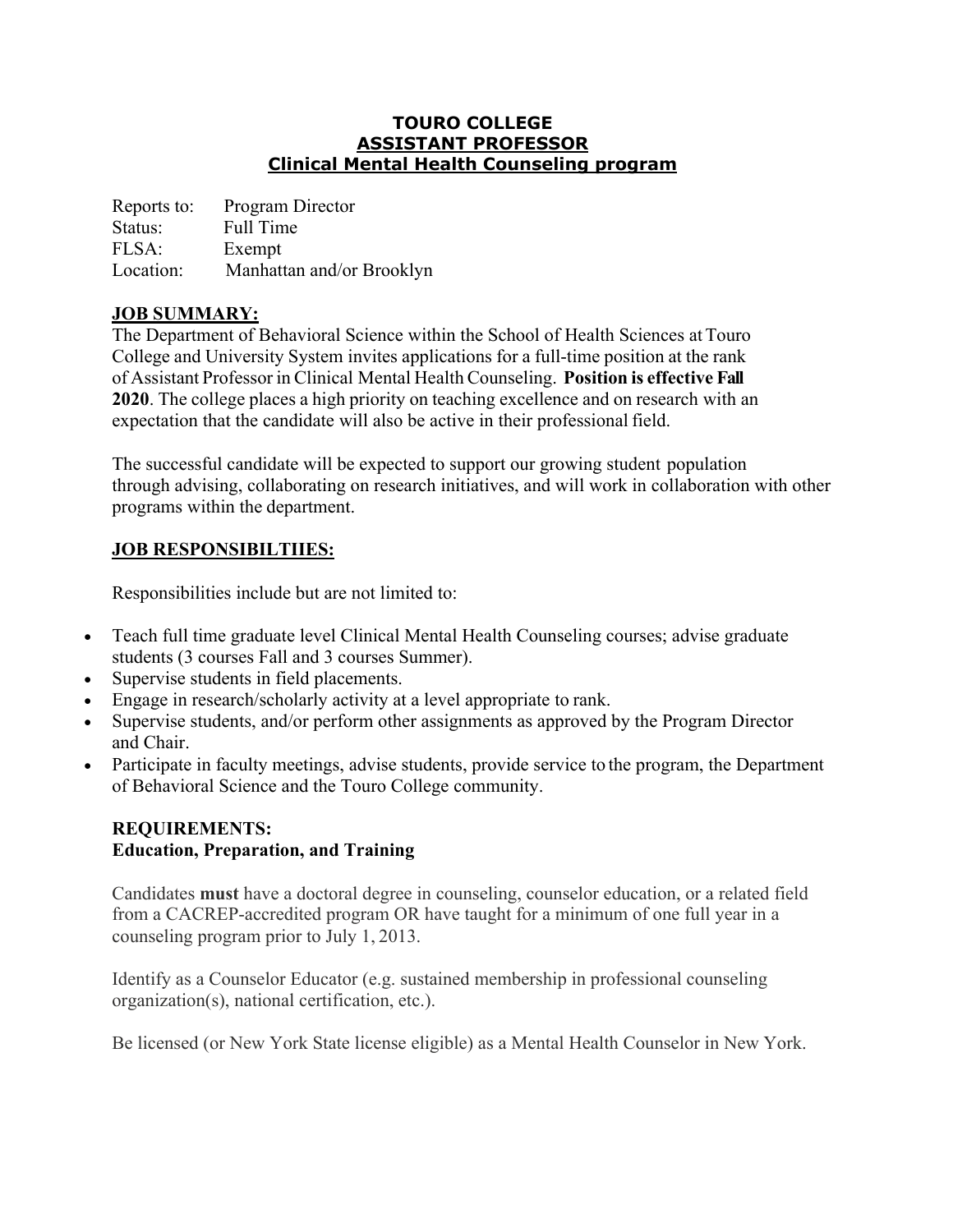# TOURO COLLEGE
## ASSISTANT PROFESSOR
## Clinical Mental Health Counseling program

Reports to: Program Director
Status: Full Time
FLSA: Exempt
Location: Manhattan and/or Brooklyn

### JOB SUMMARY:

The Department of Behavioral Science within the School of Health Sciences at Touro College and University System invites applications for a full-time position at the rank of Assistant Professor in Clinical Mental Health Counseling. **Position is effective Fall 2020**. The college places a high priority on teaching excellence and on research with an expectation that the candidate will also be active in their professional field.

The successful candidate will be expected to support our growing student population through advising, collaborating on research initiatives, and will work in collaboration with other programs within the department.

### JOB RESPONSIBILTIIES:

Responsibilities include but are not limited to:

- Teach full time graduate level Clinical Mental Health Counseling courses; advise graduate students (3 courses Fall and 3 courses Summer).
- Supervise students in field placements.
- Engage in research/scholarly activity at a level appropriate to rank.
- Supervise students, and/or perform other assignments as approved by the Program Director and Chair.
- Participate in faculty meetings, advise students, provide service to the program, the Department of Behavioral Science and the Touro College community.

### REQUIREMENTS:
### Education, Preparation, and Training

Candidates **must** have a doctoral degree in counseling, counselor education, or a related field from a CACREP-accredited program OR have taught for a minimum of one full year in a counseling program prior to July 1, 2013.

Identify as a Counselor Educator (e.g. sustained membership in professional counseling organization(s), national certification, etc.).

Be licensed (or New York State license eligible) as a Mental Health Counselor in New York.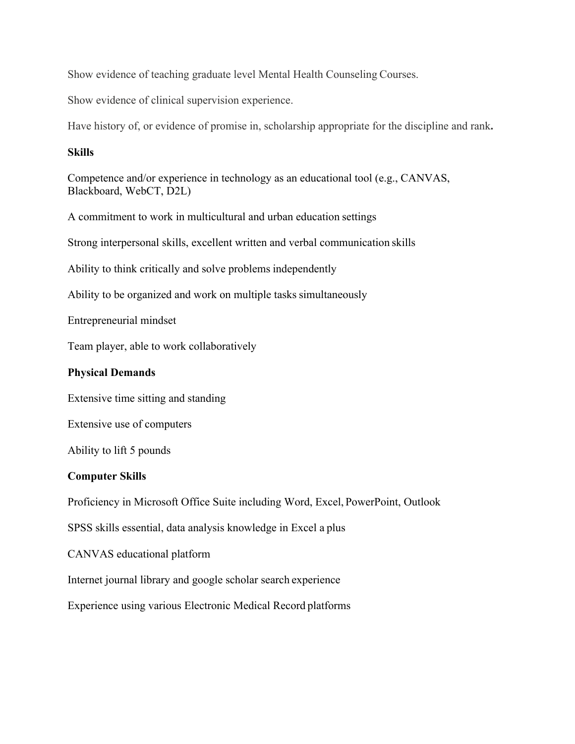Show evidence of teaching graduate level Mental Health Counseling Courses.

Show evidence of clinical supervision experience.

Have history of, or evidence of promise in, scholarship appropriate for the discipline and rank**.**

**Skills**

Competence and/or experience in technology as an educational tool (e.g., CANVAS, Blackboard, WebCT, D2L)

A commitment to work in multicultural and urban education settings

Strong interpersonal skills, excellent written and verbal communication skills

Ability to think critically and solve problems independently

Ability to be organized and work on multiple tasks simultaneously

Entrepreneurial mindset

Team player, able to work collaboratively

**Physical Demands**

Extensive time sitting and standing

Extensive use of computers

Ability to lift 5 pounds

**Computer Skills**

Proficiency in Microsoft Office Suite including Word, Excel, PowerPoint, Outlook

SPSS skills essential, data analysis knowledge in Excel a plus

CANVAS educational platform

Internet journal library and google scholar search experience

Experience using various Electronic Medical Record platforms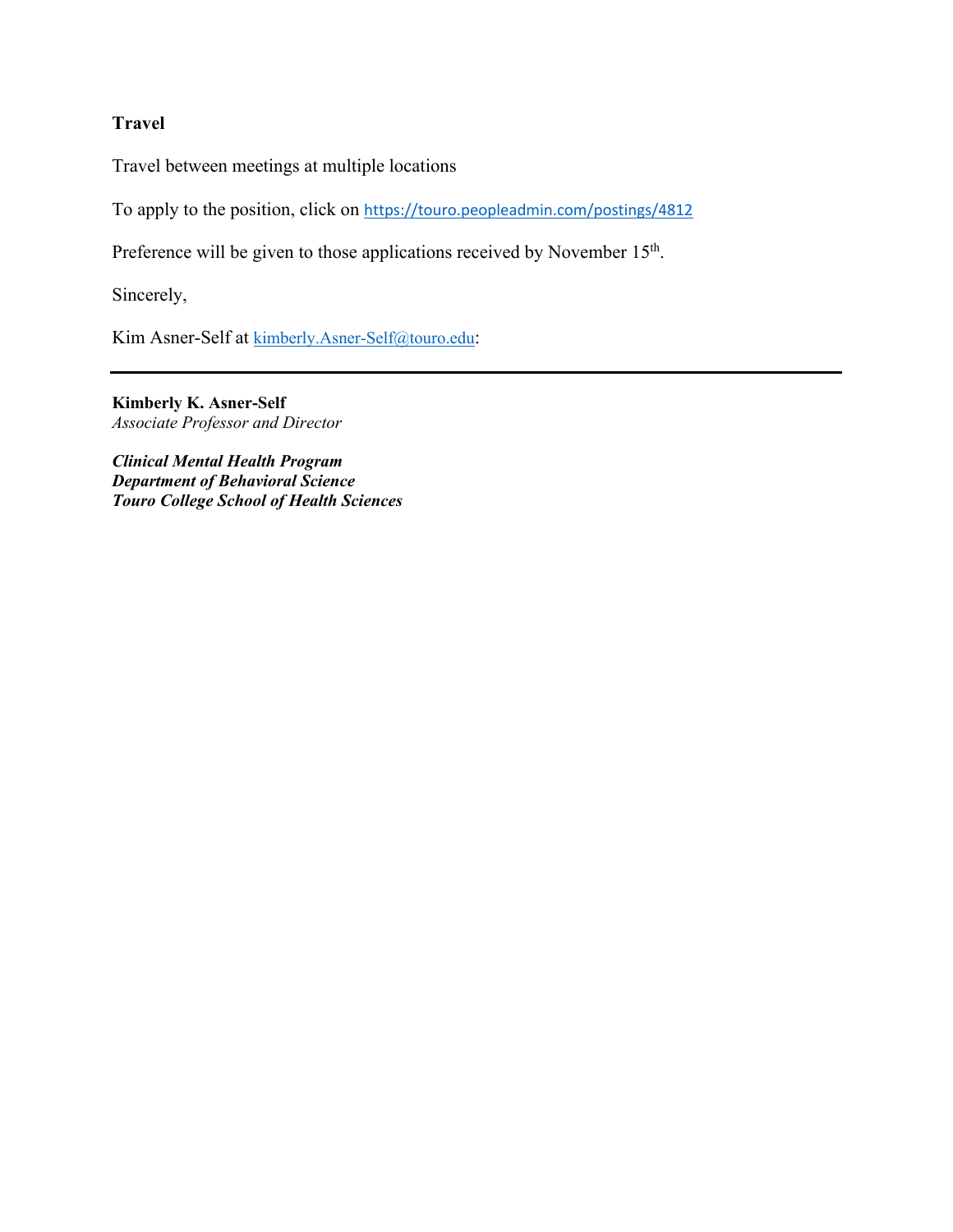**Travel**

Travel between meetings at multiple locations

To apply to the position, click on https://touro.peopleadmin.com/postings/4812

Preference will be given to those applications received by November 15th.

Sincerely,

Kim Asner-Self at kimberly.Asner-Self@touro.edu:

---

**Kimberly K. Asner-Self**
*Associate Professor and Director*

***Clinical Mental Health Program***
***Department of Behavioral Science***
***Touro College School of Health Sciences***